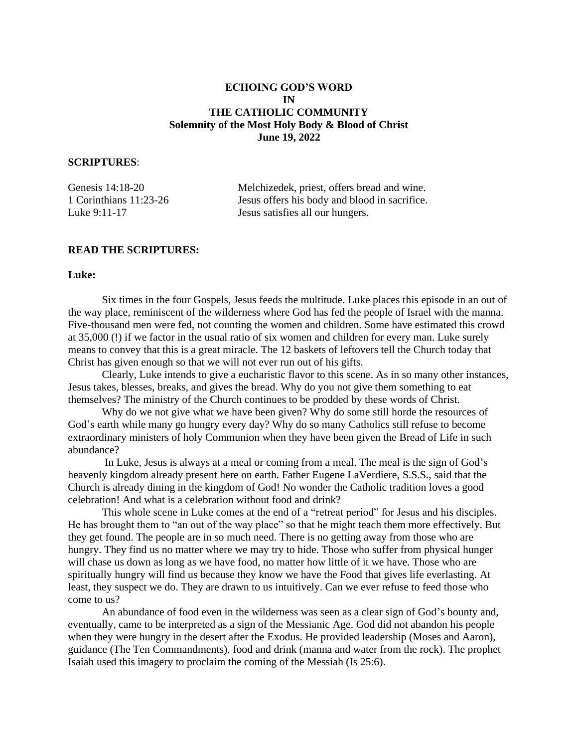# ECHOING GOD'S WORD
# IN
# THE CATHOLIC COMMUNITY
## Solemnity of the Most Holy Body & Blood of Christ
## June 19, 2022

**SCRIPTURES**:

| | |
|---|---|
| Genesis 14:18-20 | Melchizedek, priest, offers bread and wine. |
| 1 Corinthians 11:23-26 | Jesus offers his body and blood in sacrifice. |
| Luke 9:11-17 | Jesus satisfies all our hungers. |

**READ THE SCRIPTURES:**

**Luke:**

Six times in the four Gospels, Jesus feeds the multitude. Luke places this episode in an out of the way place, reminiscent of the wilderness where God has fed the people of Israel with the manna. Five-thousand men were fed, not counting the women and children. Some have estimated this crowd at 35,000 (!) if we factor in the usual ratio of six women and children for every man. Luke surely means to convey that this is a great miracle. The 12 baskets of leftovers tell the Church today that Christ has given enough so that we will not ever run out of his gifts.

Clearly, Luke intends to give a eucharistic flavor to this scene. As in so many other instances, Jesus takes, blesses, breaks, and gives the bread. Why do you not give them something to eat themselves? The ministry of the Church continues to be prodded by these words of Christ.

Why do we not give what we have been given? Why do some still horde the resources of God's earth while many go hungry every day? Why do so many Catholics still refuse to become extraordinary ministers of holy Communion when they have been given the Bread of Life in such abundance?

In Luke, Jesus is always at a meal or coming from a meal. The meal is the sign of God's heavenly kingdom already present here on earth. Father Eugene LaVerdiere, S.S.S., said that the Church is already dining in the kingdom of God! No wonder the Catholic tradition loves a good celebration! And what is a celebration without food and drink?

This whole scene in Luke comes at the end of a "retreat period" for Jesus and his disciples. He has brought them to "an out of the way place" so that he might teach them more effectively. But they get found. The people are in so much need. There is no getting away from those who are hungry. They find us no matter where we may try to hide. Those who suffer from physical hunger will chase us down as long as we have food, no matter how little of it we have. Those who are spiritually hungry will find us because they know we have the Food that gives life everlasting. At least, they suspect we do. They are drawn to us intuitively. Can we ever refuse to feed those who come to us?

An abundance of food even in the wilderness was seen as a clear sign of God's bounty and, eventually, came to be interpreted as a sign of the Messianic Age. God did not abandon his people when they were hungry in the desert after the Exodus. He provided leadership (Moses and Aaron), guidance (The Ten Commandments), food and drink (manna and water from the rock). The prophet Isaiah used this imagery to proclaim the coming of the Messiah (Is 25:6).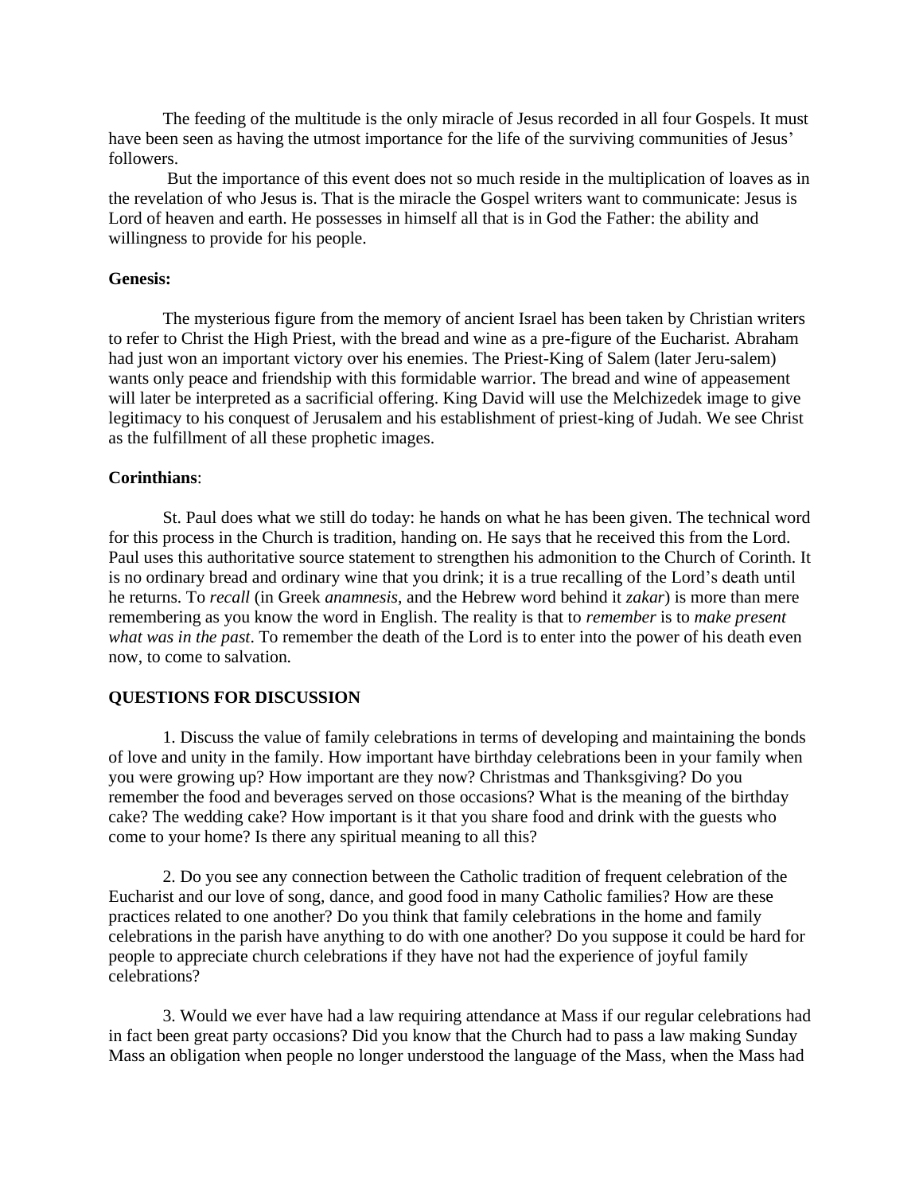The feeding of the multitude is the only miracle of Jesus recorded in all four Gospels. It must have been seen as having the utmost importance for the life of the surviving communities of Jesus' followers.

But the importance of this event does not so much reside in the multiplication of loaves as in the revelation of who Jesus is. That is the miracle the Gospel writers want to communicate: Jesus is Lord of heaven and earth. He possesses in himself all that is in God the Father: the ability and willingness to provide for his people.

**Genesis:**

The mysterious figure from the memory of ancient Israel has been taken by Christian writers to refer to Christ the High Priest, with the bread and wine as a pre-figure of the Eucharist. Abraham had just won an important victory over his enemies. The Priest-King of Salem (later Jeru-salem) wants only peace and friendship with this formidable warrior. The bread and wine of appeasement will later be interpreted as a sacrificial offering. King David will use the Melchizedek image to give legitimacy to his conquest of Jerusalem and his establishment of priest-king of Judah. We see Christ as the fulfillment of all these prophetic images.

**Corinthians**:

St. Paul does what we still do today: he hands on what he has been given. The technical word for this process in the Church is tradition, handing on. He says that he received this from the Lord. Paul uses this authoritative source statement to strengthen his admonition to the Church of Corinth. It is no ordinary bread and ordinary wine that you drink; it is a true recalling of the Lord's death until he returns. To *recall* (in Greek *anamnesis*, and the Hebrew word behind it *zakar*) is more than mere remembering as you know the word in English. The reality is that to *remember* is to *make present what was in the past*. To remember the death of the Lord is to enter into the power of his death even now, to come to salvation.

**QUESTIONS FOR DISCUSSION**

1. Discuss the value of family celebrations in terms of developing and maintaining the bonds of love and unity in the family. How important have birthday celebrations been in your family when you were growing up? How important are they now? Christmas and Thanksgiving? Do you remember the food and beverages served on those occasions? What is the meaning of the birthday cake? The wedding cake? How important is it that you share food and drink with the guests who come to your home? Is there any spiritual meaning to all this?

2. Do you see any connection between the Catholic tradition of frequent celebration of the Eucharist and our love of song, dance, and good food in many Catholic families? How are these practices related to one another? Do you think that family celebrations in the home and family celebrations in the parish have anything to do with one another? Do you suppose it could be hard for people to appreciate church celebrations if they have not had the experience of joyful family celebrations?

3. Would we ever have had a law requiring attendance at Mass if our regular celebrations had in fact been great party occasions? Did you know that the Church had to pass a law making Sunday Mass an obligation when people no longer understood the language of the Mass, when the Mass had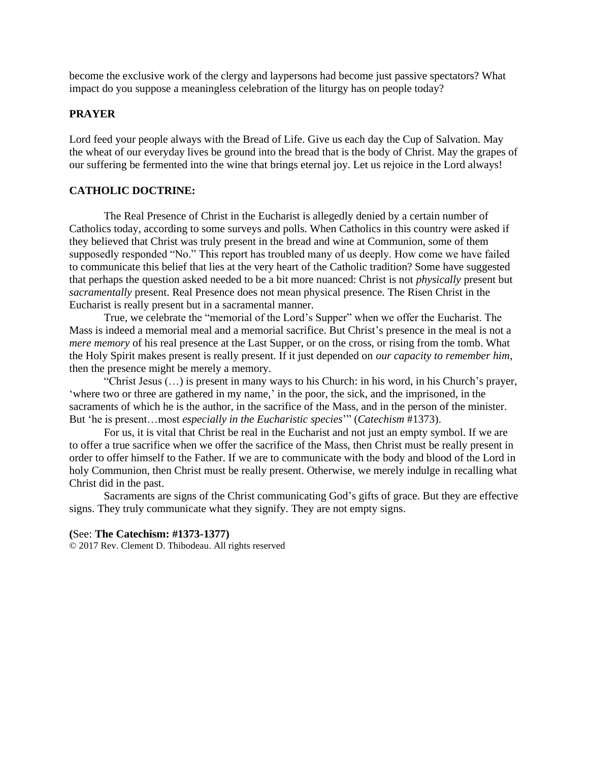become the exclusive work of the clergy and laypersons had become just passive spectators? What impact do you suppose a meaningless celebration of the liturgy has on people today?

## PRAYER

Lord feed your people always with the Bread of Life. Give us each day the Cup of Salvation. May the wheat of our everyday lives be ground into the bread that is the body of Christ. May the grapes of our suffering be fermented into the wine that brings eternal joy. Let us rejoice in the Lord always!

## CATHOLIC DOCTRINE:

The Real Presence of Christ in the Eucharist is allegedly denied by a certain number of Catholics today, according to some surveys and polls. When Catholics in this country were asked if they believed that Christ was truly present in the bread and wine at Communion, some of them supposedly responded "No." This report has troubled many of us deeply. How come we have failed to communicate this belief that lies at the very heart of the Catholic tradition? Some have suggested that perhaps the question asked needed to be a bit more nuanced: Christ is not *physically* present but *sacramentally* present. Real Presence does not mean physical presence. The Risen Christ in the Eucharist is really present but in a sacramental manner.

True, we celebrate the "memorial of the Lord's Supper" when we offer the Eucharist. The Mass is indeed a memorial meal and a memorial sacrifice. But Christ's presence in the meal is not a *mere memory* of his real presence at the Last Supper, or on the cross, or rising from the tomb. What the Holy Spirit makes present is really present. If it just depended on *our capacity to remember him*, then the presence might be merely a memory.

"Christ Jesus (…) is present in many ways to his Church: in his word, in his Church's prayer, 'where two or three are gathered in my name,' in the poor, the sick, and the imprisoned, in the sacraments of which he is the author, in the sacrifice of the Mass, and in the person of the minister. But 'he is present…most *especially in the Eucharistic species*'" (*Catechism* #1373).

For us, it is vital that Christ be real in the Eucharist and not just an empty symbol. If we are to offer a true sacrifice when we offer the sacrifice of the Mass, then Christ must be really present in order to offer himself to the Father. If we are to communicate with the body and blood of the Lord in holy Communion, then Christ must be really present. Otherwise, we merely indulge in recalling what Christ did in the past.

Sacraments are signs of the Christ communicating God's gifts of grace. But they are effective signs. They truly communicate what they signify. They are not empty signs.

**(**See: **The Catechism: #1373-1377)**

© 2017 Rev. Clement D. Thibodeau. All rights reserved